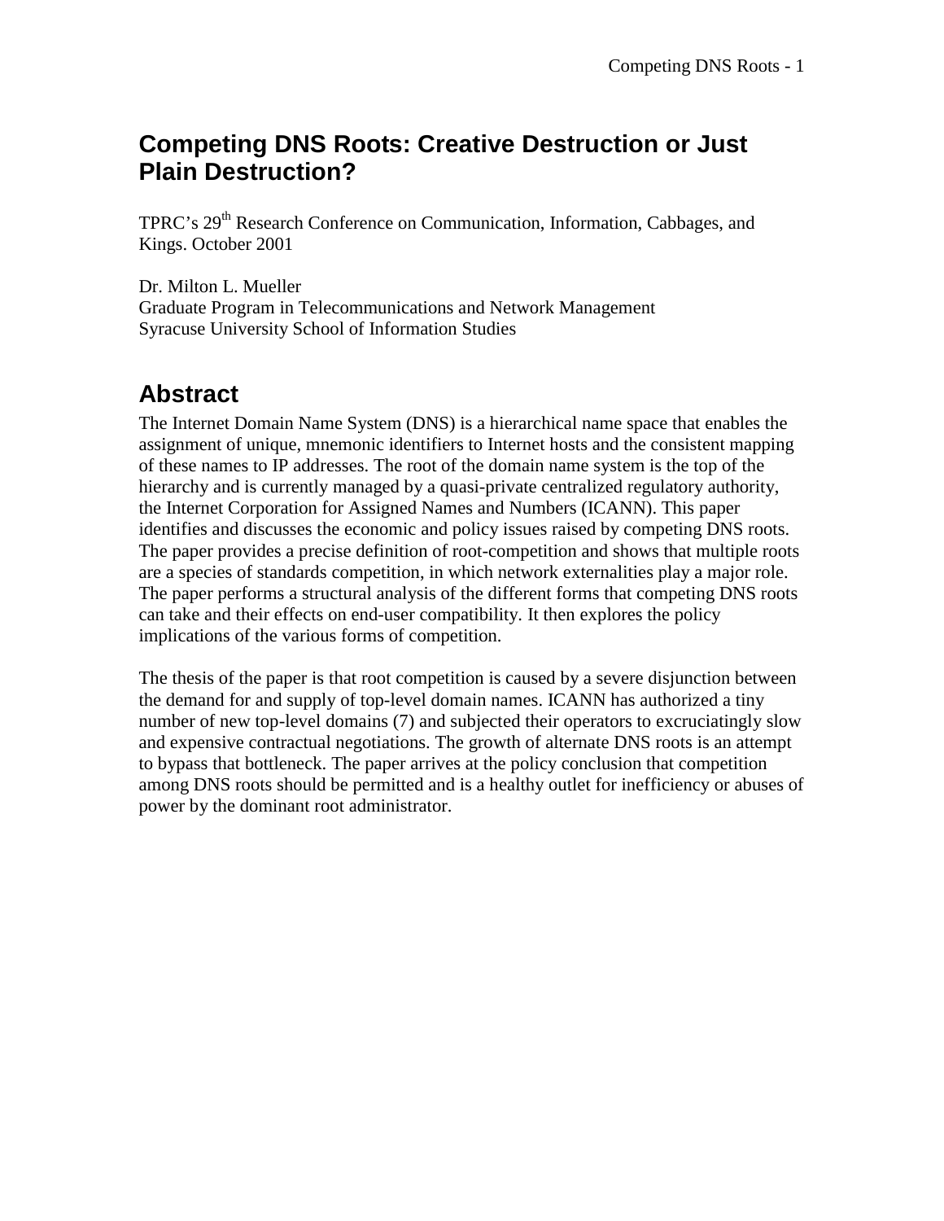# Competing DNS Roots: Creative Destruction or Just Plain Destruction?

TPRC's 29th Research Conference on Communication, Information, Cabbages, and Kings. October 2001

Dr. Milton L. Mueller
Graduate Program in Telecommunications and Network Management
Syracuse University School of Information Studies

## Abstract

The Internet Domain Name System (DNS) is a hierarchical name space that enables the assignment of unique, mnemonic identifiers to Internet hosts and the consistent mapping of these names to IP addresses. The root of the domain name system is the top of the hierarchy and is currently managed by a quasi-private centralized regulatory authority, the Internet Corporation for Assigned Names and Numbers (ICANN). This paper identifies and discusses the economic and policy issues raised by competing DNS roots. The paper provides a precise definition of root-competition and shows that multiple roots are a species of standards competition, in which network externalities play a major role. The paper performs a structural analysis of the different forms that competing DNS roots can take and their effects on end-user compatibility. It then explores the policy implications of the various forms of competition.

The thesis of the paper is that root competition is caused by a severe disjunction between the demand for and supply of top-level domain names. ICANN has authorized a tiny number of new top-level domains (7) and subjected their operators to excruciatingly slow and expensive contractual negotiations. The growth of alternate DNS roots is an attempt to bypass that bottleneck. The paper arrives at the policy conclusion that competition among DNS roots should be permitted and is a healthy outlet for inefficiency or abuses of power by the dominant root administrator.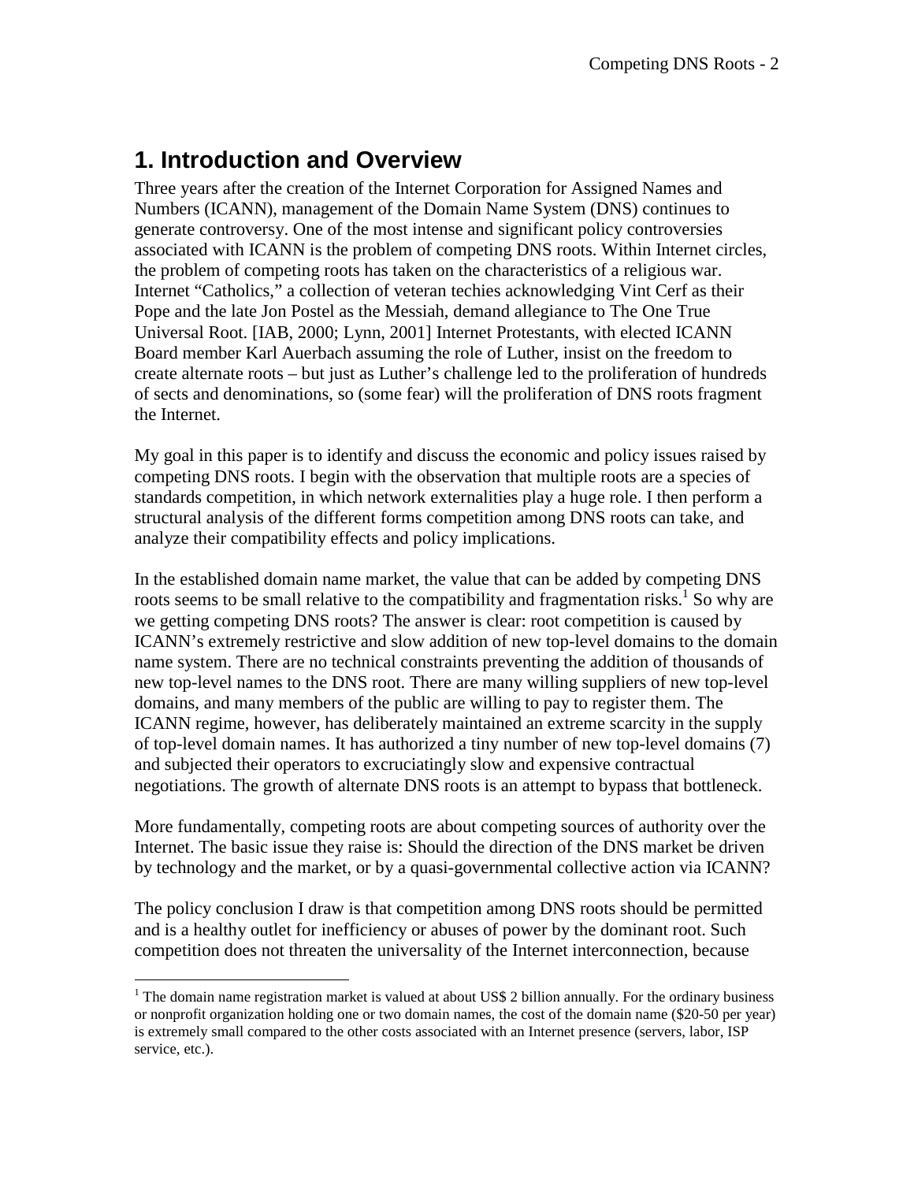## 1. Introduction and Overview

Three years after the creation of the Internet Corporation for Assigned Names and Numbers (ICANN), management of the Domain Name System (DNS) continues to generate controversy. One of the most intense and significant policy controversies associated with ICANN is the problem of competing DNS roots. Within Internet circles, the problem of competing roots has taken on the characteristics of a religious war. Internet "Catholics," a collection of veteran techies acknowledging Vint Cerf as their Pope and the late Jon Postel as the Messiah, demand allegiance to The One True Universal Root. [IAB, 2000; Lynn, 2001] Internet Protestants, with elected ICANN Board member Karl Auerbach assuming the role of Luther, insist on the freedom to create alternate roots – but just as Luther's challenge led to the proliferation of hundreds of sects and denominations, so (some fear) will the proliferation of DNS roots fragment the Internet.

My goal in this paper is to identify and discuss the economic and policy issues raised by competing DNS roots. I begin with the observation that multiple roots are a species of standards competition, in which network externalities play a huge role. I then perform a structural analysis of the different forms competition among DNS roots can take, and analyze their compatibility effects and policy implications.

In the established domain name market, the value that can be added by competing DNS roots seems to be small relative to the compatibility and fragmentation risks.[1] So why are we getting competing DNS roots? The answer is clear: root competition is caused by ICANN's extremely restrictive and slow addition of new top-level domains to the domain name system. There are no technical constraints preventing the addition of thousands of new top-level names to the DNS root. There are many willing suppliers of new top-level domains, and many members of the public are willing to pay to register them. The ICANN regime, however, has deliberately maintained an extreme scarcity in the supply of top-level domain names. It has authorized a tiny number of new top-level domains (7) and subjected their operators to excruciatingly slow and expensive contractual negotiations. The growth of alternate DNS roots is an attempt to bypass that bottleneck.

More fundamentally, competing roots are about competing sources of authority over the Internet. The basic issue they raise is: Should the direction of the DNS market be driven by technology and the market, or by a quasi-governmental collective action via ICANN?

The policy conclusion I draw is that competition among DNS roots should be permitted and is a healthy outlet for inefficiency or abuses of power by the dominant root. Such competition does not threaten the universality of the Internet interconnection, because

---

[1] The domain name registration market is valued at about US$ 2 billion annually. For the ordinary business or nonprofit organization holding one or two domain names, the cost of the domain name ($20-50 per year) is extremely small compared to the other costs associated with an Internet presence (servers, labor, ISP service, etc.).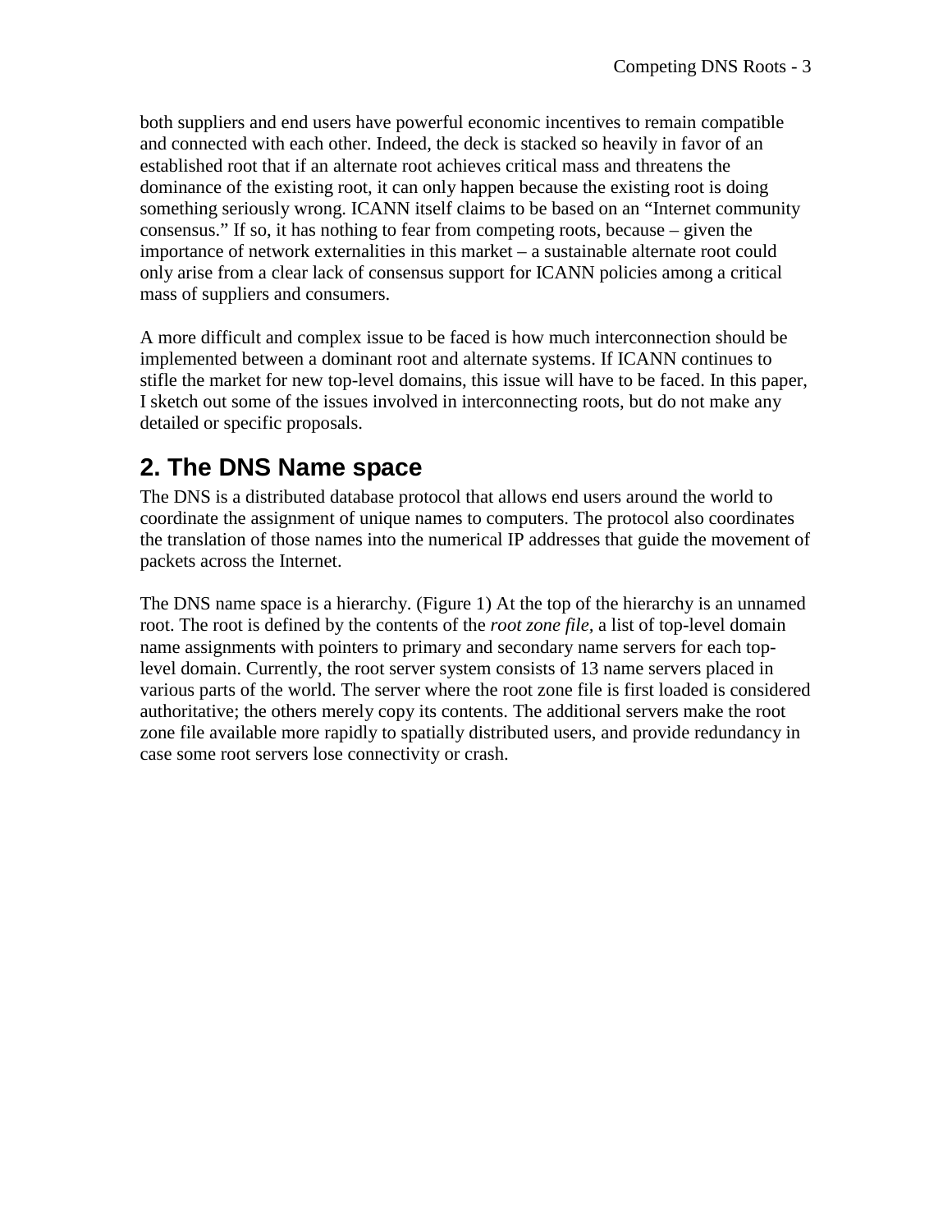both suppliers and end users have powerful economic incentives to remain compatible and connected with each other. Indeed, the deck is stacked so heavily in favor of an established root that if an alternate root achieves critical mass and threatens the dominance of the existing root, it can only happen because the existing root is doing something seriously wrong. ICANN itself claims to be based on an “Internet community consensus.” If so, it has nothing to fear from competing roots, because – given the importance of network externalities in this market – a sustainable alternate root could only arise from a clear lack of consensus support for ICANN policies among a critical mass of suppliers and consumers.

A more difficult and complex issue to be faced is how much interconnection should be implemented between a dominant root and alternate systems. If ICANN continues to stifle the market for new top-level domains, this issue will have to be faced. In this paper, I sketch out some of the issues involved in interconnecting roots, but do not make any detailed or specific proposals.

## 2. The DNS Name space

The DNS is a distributed database protocol that allows end users around the world to coordinate the assignment of unique names to computers. The protocol also coordinates the translation of those names into the numerical IP addresses that guide the movement of packets across the Internet.

The DNS name space is a hierarchy. (Figure 1) At the top of the hierarchy is an unnamed root. The root is defined by the contents of the *root zone file,* a list of top-level domain name assignments with pointers to primary and secondary name servers for each top-level domain. Currently, the root server system consists of 13 name servers placed in various parts of the world. The server where the root zone file is first loaded is considered authoritative; the others merely copy its contents. The additional servers make the root zone file available more rapidly to spatially distributed users, and provide redundancy in case some root servers lose connectivity or crash.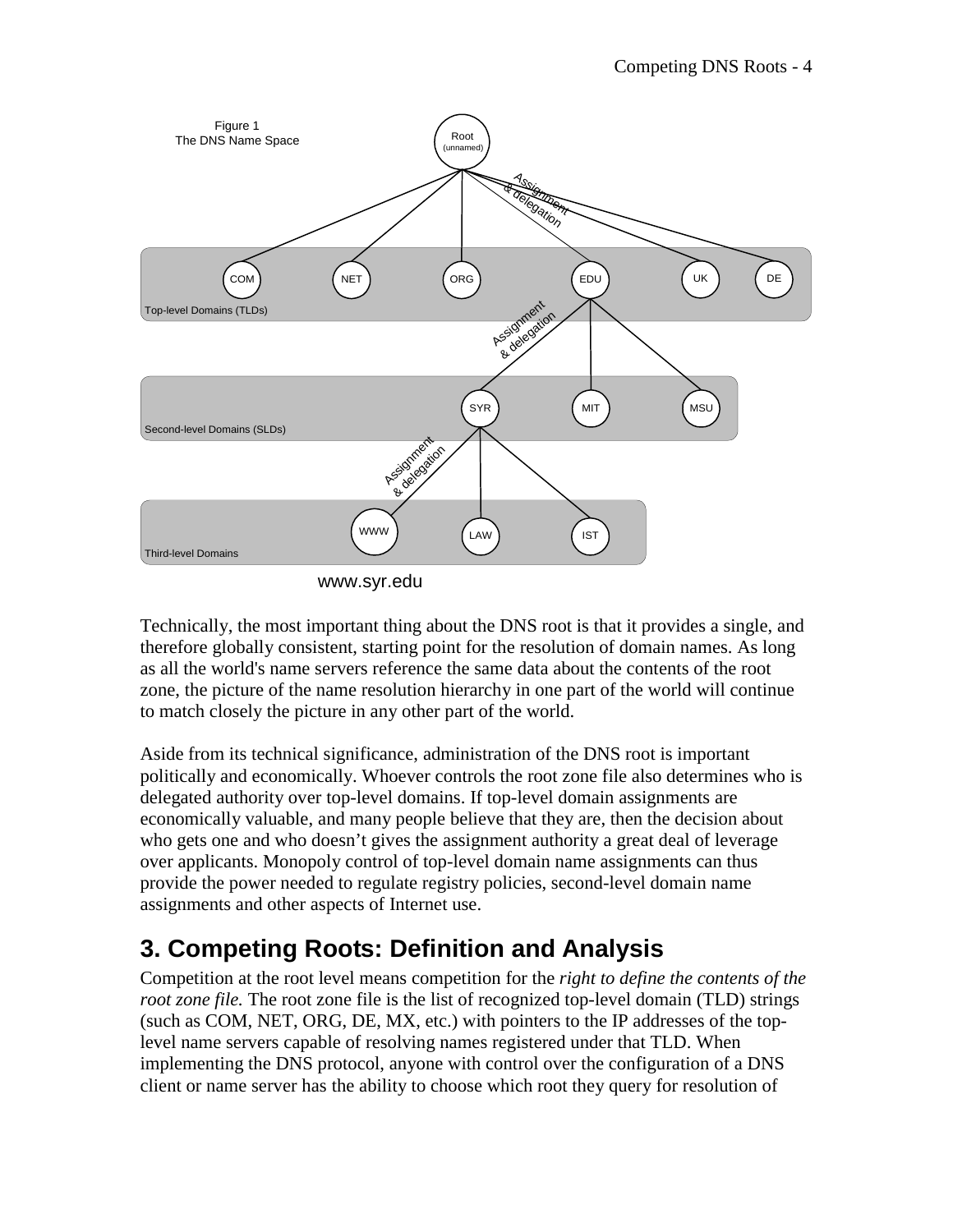Figure 1
The DNS Name Space

Root (unnamed)

Top-level Domains (TLDs): COM, NET, ORG, EDU, UK, DE

Second-level Domains (SLDs): SYR, MIT, MSU

Third-level Domains: WWW, LAW, IST

Assignment & delegation

www.syr.edu

Technically, the most important thing about the DNS root is that it provides a single, and therefore globally consistent, starting point for the resolution of domain names. As long as all the world's name servers reference the same data about the contents of the root zone, the picture of the name resolution hierarchy in one part of the world will continue to match closely the picture in any other part of the world.

Aside from its technical significance, administration of the DNS root is important politically and economically. Whoever controls the root zone file also determines who is delegated authority over top-level domains. If top-level domain assignments are economically valuable, and many people believe that they are, then the decision about who gets one and who doesn't gives the assignment authority a great deal of leverage over applicants. Monopoly control of top-level domain name assignments can thus provide the power needed to regulate registry policies, second-level domain name assignments and other aspects of Internet use.

## 3. Competing Roots: Definition and Analysis

Competition at the root level means competition for the *right to define the contents of the root zone file.* The root zone file is the list of recognized top-level domain (TLD) strings (such as COM, NET, ORG, DE, MX, etc.) with pointers to the IP addresses of the top-level name servers capable of resolving names registered under that TLD. When implementing the DNS protocol, anyone with control over the configuration of a DNS client or name server has the ability to choose which root they query for resolution of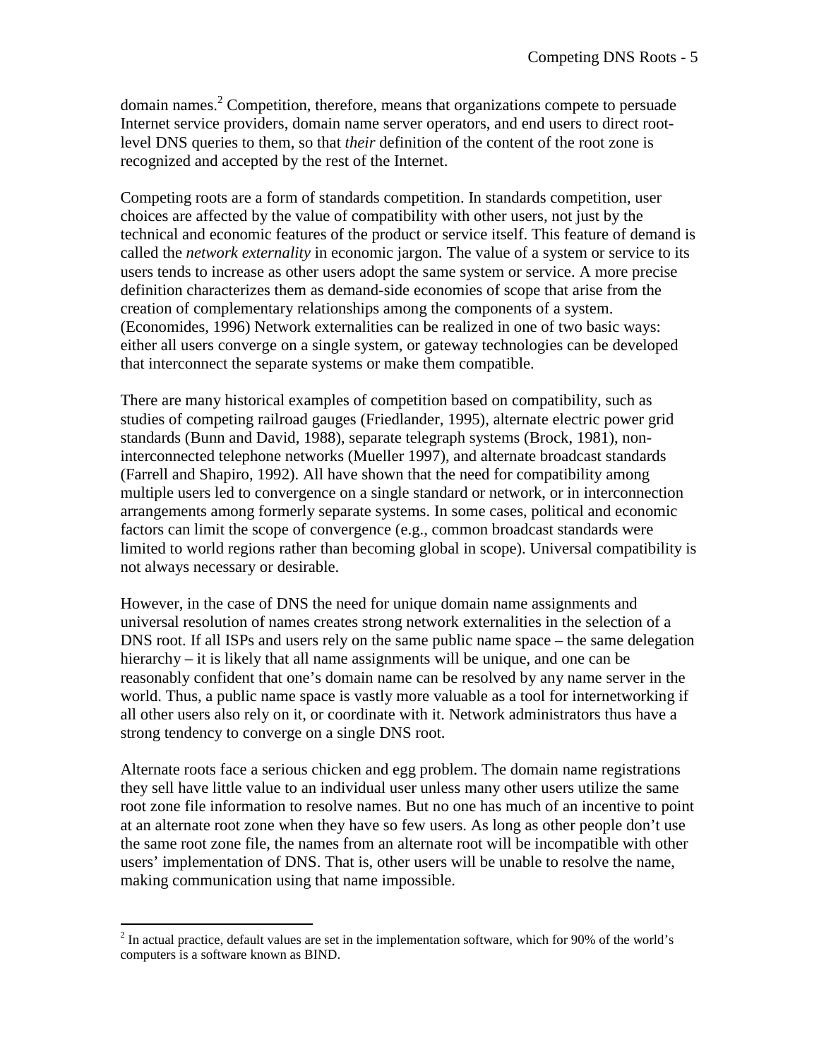domain names.[2] Competition, therefore, means that organizations compete to persuade Internet service providers, domain name server operators, and end users to direct root-level DNS queries to them, so that *their* definition of the content of the root zone is recognized and accepted by the rest of the Internet.

Competing roots are a form of standards competition. In standards competition, user choices are affected by the value of compatibility with other users, not just by the technical and economic features of the product or service itself. This feature of demand is called the *network externality* in economic jargon. The value of a system or service to its users tends to increase as other users adopt the same system or service. A more precise definition characterizes them as demand-side economies of scope that arise from the creation of complementary relationships among the components of a system. (Economides, 1996) Network externalities can be realized in one of two basic ways: either all users converge on a single system, or gateway technologies can be developed that interconnect the separate systems or make them compatible.

There are many historical examples of competition based on compatibility, such as studies of competing railroad gauges (Friedlander, 1995), alternate electric power grid standards (Bunn and David, 1988), separate telegraph systems (Brock, 1981), non-interconnected telephone networks (Mueller 1997), and alternate broadcast standards (Farrell and Shapiro, 1992). All have shown that the need for compatibility among multiple users led to convergence on a single standard or network, or in interconnection arrangements among formerly separate systems. In some cases, political and economic factors can limit the scope of convergence (e.g., common broadcast standards were limited to world regions rather than becoming global in scope). Universal compatibility is not always necessary or desirable.

However, in the case of DNS the need for unique domain name assignments and universal resolution of names creates strong network externalities in the selection of a DNS root. If all ISPs and users rely on the same public name space – the same delegation hierarchy – it is likely that all name assignments will be unique, and one can be reasonably confident that one's domain name can be resolved by any name server in the world. Thus, a public name space is vastly more valuable as a tool for internetworking if all other users also rely on it, or coordinate with it. Network administrators thus have a strong tendency to converge on a single DNS root.

Alternate roots face a serious chicken and egg problem. The domain name registrations they sell have little value to an individual user unless many other users utilize the same root zone file information to resolve names. But no one has much of an incentive to point at an alternate root zone when they have so few users. As long as other people don't use the same root zone file, the names from an alternate root will be incompatible with other users' implementation of DNS. That is, other users will be unable to resolve the name, making communication using that name impossible.

[2] In actual practice, default values are set in the implementation software, which for 90% of the world's computers is a software known as BIND.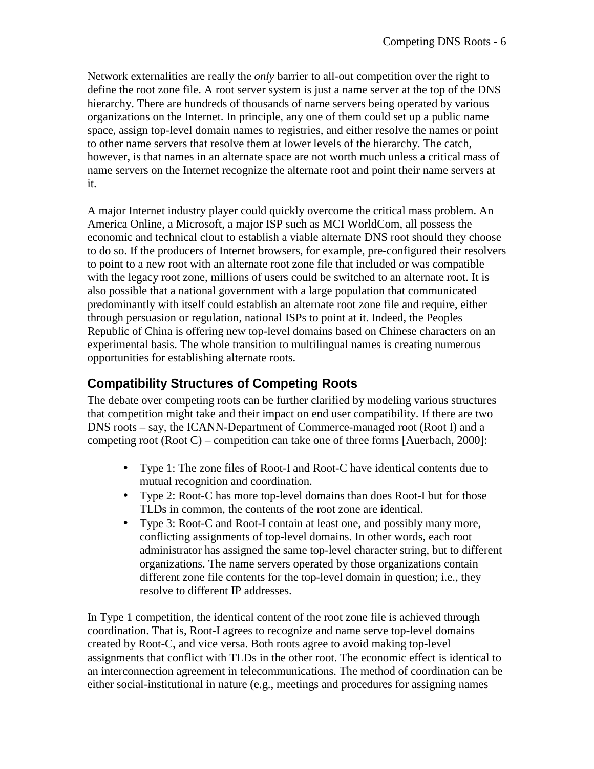Network externalities are really the *only* barrier to all-out competition over the right to define the root zone file. A root server system is just a name server at the top of the DNS hierarchy. There are hundreds of thousands of name servers being operated by various organizations on the Internet. In principle, any one of them could set up a public name space, assign top-level domain names to registries, and either resolve the names or point to other name servers that resolve them at lower levels of the hierarchy. The catch, however, is that names in an alternate space are not worth much unless a critical mass of name servers on the Internet recognize the alternate root and point their name servers at it.

A major Internet industry player could quickly overcome the critical mass problem. An America Online, a Microsoft, a major ISP such as MCI WorldCom, all possess the economic and technical clout to establish a viable alternate DNS root should they choose to do so. If the producers of Internet browsers, for example, pre-configured their resolvers to point to a new root with an alternate root zone file that included or was compatible with the legacy root zone, millions of users could be switched to an alternate root. It is also possible that a national government with a large population that communicated predominantly with itself could establish an alternate root zone file and require, either through persuasion or regulation, national ISPs to point at it. Indeed, the Peoples Republic of China is offering new top-level domains based on Chinese characters on an experimental basis. The whole transition to multilingual names is creating numerous opportunities for establishing alternate roots.

## Compatibility Structures of Competing Roots

The debate over competing roots can be further clarified by modeling various structures that competition might take and their impact on end user compatibility. If there are two DNS roots – say, the ICANN-Department of Commerce-managed root (Root I) and a competing root (Root C) – competition can take one of three forms [Auerbach, 2000]:

- Type 1: The zone files of Root-I and Root-C have identical contents due to mutual recognition and coordination.
- Type 2: Root-C has more top-level domains than does Root-I but for those TLDs in common, the contents of the root zone are identical.
- Type 3: Root-C and Root-I contain at least one, and possibly many more, conflicting assignments of top-level domains. In other words, each root administrator has assigned the same top-level character string, but to different organizations. The name servers operated by those organizations contain different zone file contents for the top-level domain in question; i.e., they resolve to different IP addresses.

In Type 1 competition, the identical content of the root zone file is achieved through coordination. That is, Root-I agrees to recognize and name serve top-level domains created by Root-C, and vice versa. Both roots agree to avoid making top-level assignments that conflict with TLDs in the other root. The economic effect is identical to an interconnection agreement in telecommunications. The method of coordination can be either social-institutional in nature (e.g., meetings and procedures for assigning names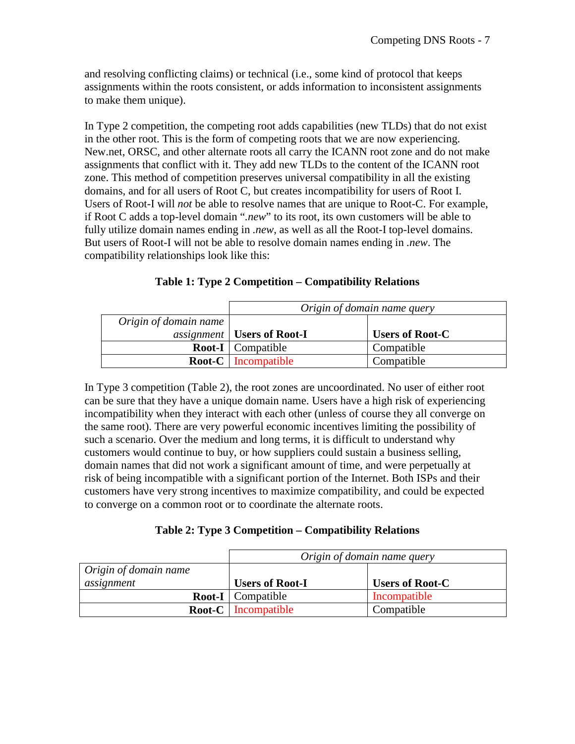and resolving conflicting claims) or technical (i.e., some kind of protocol that keeps assignments within the roots consistent, or adds information to inconsistent assignments to make them unique).

In Type 2 competition, the competing root adds capabilities (new TLDs) that do not exist in the other root. This is the form of competing roots that we are now experiencing. New.net, ORSC, and other alternate roots all carry the ICANN root zone and do not make assignments that conflict with it. They add new TLDs to the content of the ICANN root zone. This method of competition preserves universal compatibility in all the existing domains, and for all users of Root C, but creates incompatibility for users of Root I. Users of Root-I will *not* be able to resolve names that are unique to Root-C. For example, if Root C adds a top-level domain "*.new*" to its root, its own customers will be able to fully utilize domain names ending in *.new*, as well as all the Root-I top-level domains. But users of Root-I will not be able to resolve domain names ending in *.new*. The compatibility relationships look like this:

**Table 1: Type 2 Competition – Compatibility Relations**

| | *Origin of domain name query* | |
|---|---|---|
| *Origin of domain name assignment* | **Users of Root-I** | **Users of Root-C** |
| **Root-I** | Compatible | Compatible |
| **Root-C** | Incompatible | Compatible |

In Type 3 competition (Table 2), the root zones are uncoordinated. No user of either root can be sure that they have a unique domain name. Users have a high risk of experiencing incompatibility when they interact with each other (unless of course they all converge on the same root). There are very powerful economic incentives limiting the possibility of such a scenario. Over the medium and long terms, it is difficult to understand why customers would continue to buy, or how suppliers could sustain a business selling, domain names that did not work a significant amount of time, and were perpetually at risk of being incompatible with a significant portion of the Internet. Both ISPs and their customers have very strong incentives to maximize compatibility, and could be expected to converge on a common root or to coordinate the alternate roots.

**Table 2: Type 3 Competition – Compatibility Relations**

| | *Origin of domain name query* | |
|---|---|---|
| *Origin of domain name assignment* | **Users of Root-I** | **Users of Root-C** |
| **Root-I** | Compatible | Incompatible |
| **Root-C** | Incompatible | Compatible |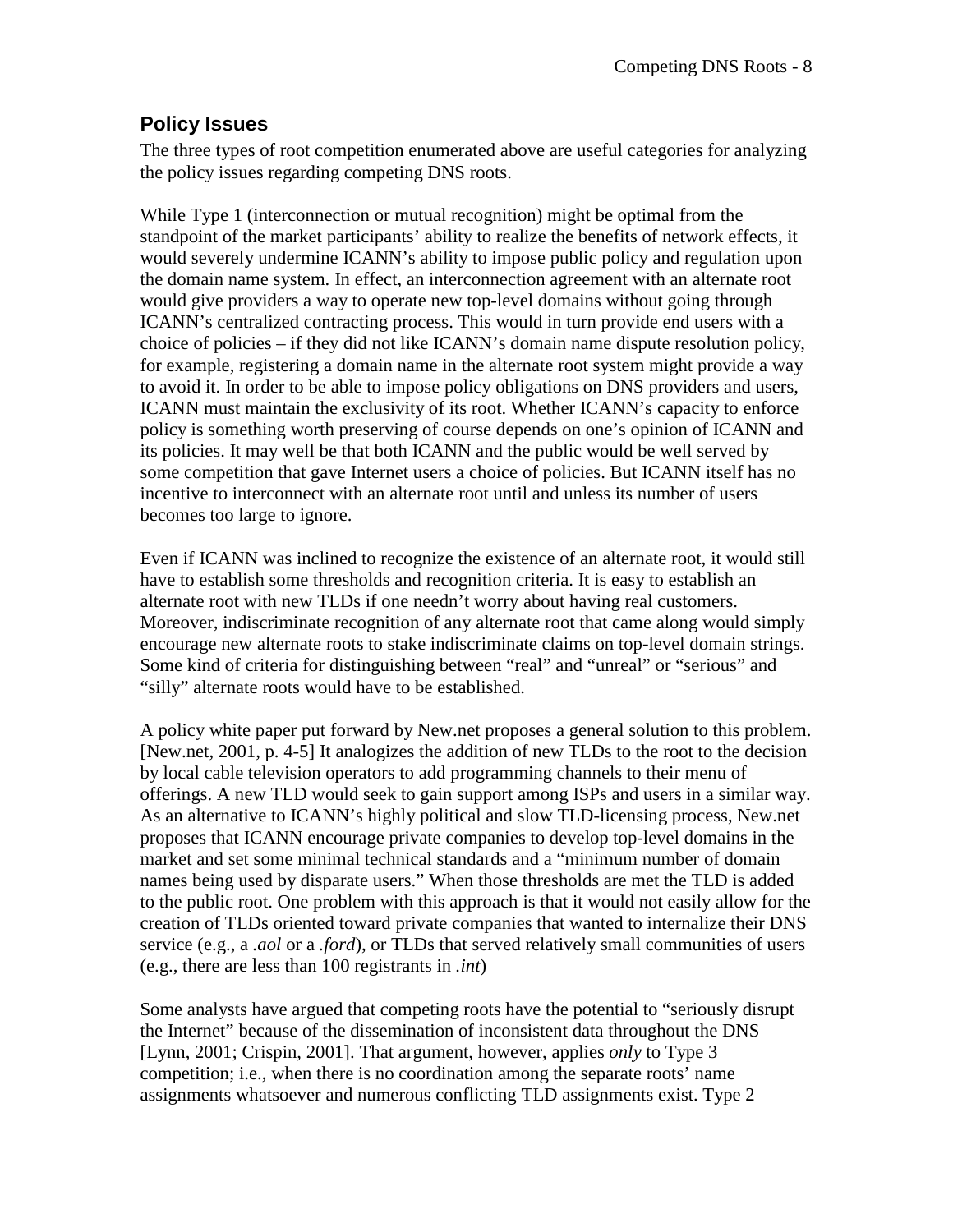## Policy Issues

The three types of root competition enumerated above are useful categories for analyzing the policy issues regarding competing DNS roots.

While Type 1 (interconnection or mutual recognition) might be optimal from the standpoint of the market participants' ability to realize the benefits of network effects, it would severely undermine ICANN's ability to impose public policy and regulation upon the domain name system. In effect, an interconnection agreement with an alternate root would give providers a way to operate new top-level domains without going through ICANN's centralized contracting process. This would in turn provide end users with a choice of policies – if they did not like ICANN's domain name dispute resolution policy, for example, registering a domain name in the alternate root system might provide a way to avoid it. In order to be able to impose policy obligations on DNS providers and users, ICANN must maintain the exclusivity of its root. Whether ICANN's capacity to enforce policy is something worth preserving of course depends on one's opinion of ICANN and its policies. It may well be that both ICANN and the public would be well served by some competition that gave Internet users a choice of policies. But ICANN itself has no incentive to interconnect with an alternate root until and unless its number of users becomes too large to ignore.

Even if ICANN was inclined to recognize the existence of an alternate root, it would still have to establish some thresholds and recognition criteria. It is easy to establish an alternate root with new TLDs if one needn't worry about having real customers. Moreover, indiscriminate recognition of any alternate root that came along would simply encourage new alternate roots to stake indiscriminate claims on top-level domain strings. Some kind of criteria for distinguishing between "real" and "unreal" or "serious" and "silly" alternate roots would have to be established.

A policy white paper put forward by New.net proposes a general solution to this problem. [New.net, 2001, p. 4-5] It analogizes the addition of new TLDs to the root to the decision by local cable television operators to add programming channels to their menu of offerings. A new TLD would seek to gain support among ISPs and users in a similar way. As an alternative to ICANN's highly political and slow TLD-licensing process, New.net proposes that ICANN encourage private companies to develop top-level domains in the market and set some minimal technical standards and a "minimum number of domain names being used by disparate users." When those thresholds are met the TLD is added to the public root. One problem with this approach is that it would not easily allow for the creation of TLDs oriented toward private companies that wanted to internalize their DNS service (e.g., a *.aol* or a *.ford*), or TLDs that served relatively small communities of users (e.g., there are less than 100 registrants in *.int*)

Some analysts have argued that competing roots have the potential to "seriously disrupt the Internet" because of the dissemination of inconsistent data throughout the DNS [Lynn, 2001; Crispin, 2001]. That argument, however, applies *only* to Type 3 competition; i.e., when there is no coordination among the separate roots' name assignments whatsoever and numerous conflicting TLD assignments exist. Type 2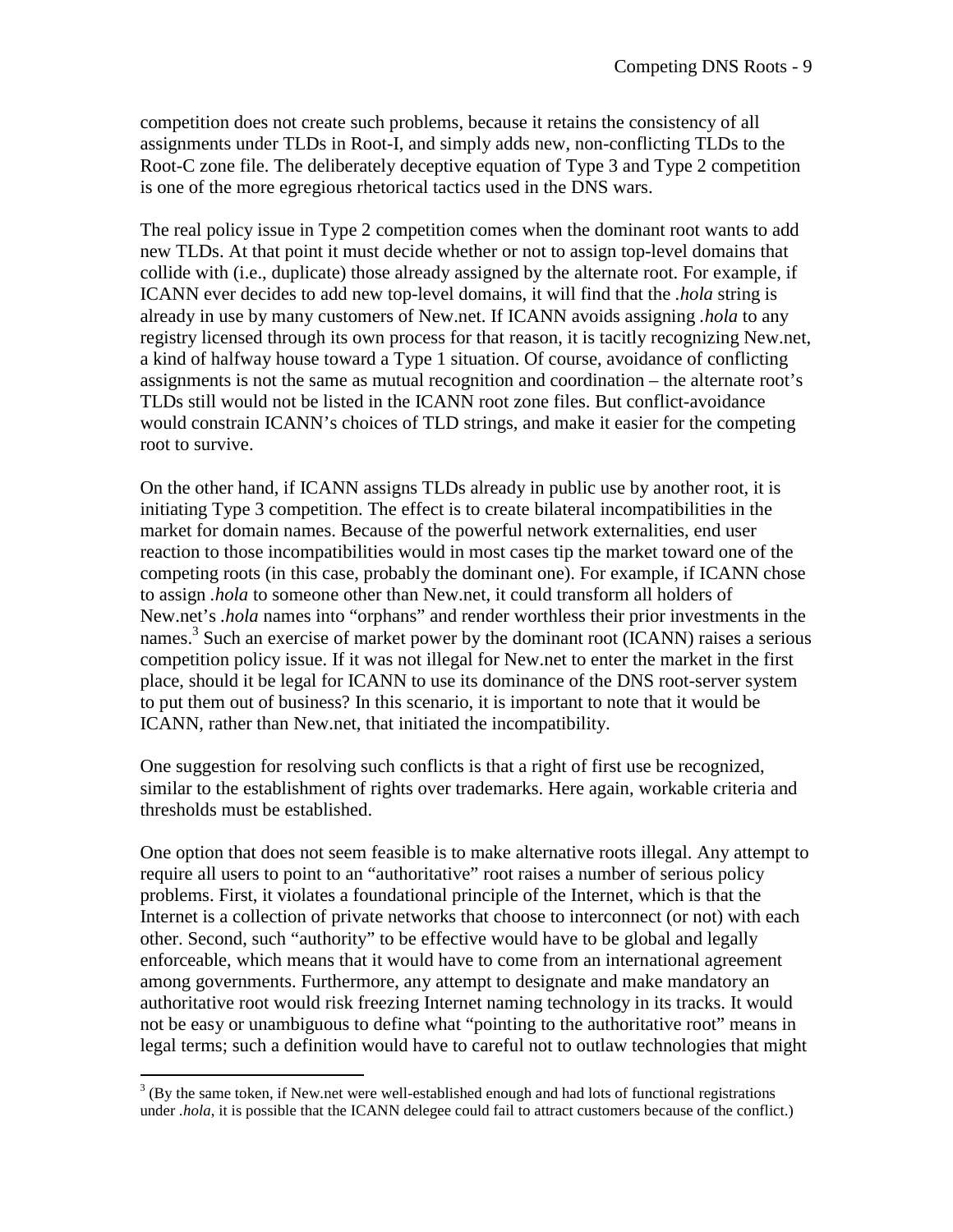competition does not create such problems, because it retains the consistency of all assignments under TLDs in Root-I, and simply adds new, non-conflicting TLDs to the Root-C zone file. The deliberately deceptive equation of Type 3 and Type 2 competition is one of the more egregious rhetorical tactics used in the DNS wars.

The real policy issue in Type 2 competition comes when the dominant root wants to add new TLDs. At that point it must decide whether or not to assign top-level domains that collide with (i.e., duplicate) those already assigned by the alternate root. For example, if ICANN ever decides to add new top-level domains, it will find that the *.hola* string is already in use by many customers of New.net. If ICANN avoids assigning *.hola* to any registry licensed through its own process for that reason, it is tacitly recognizing New.net, a kind of halfway house toward a Type 1 situation. Of course, avoidance of conflicting assignments is not the same as mutual recognition and coordination – the alternate root's TLDs still would not be listed in the ICANN root zone files. But conflict-avoidance would constrain ICANN's choices of TLD strings, and make it easier for the competing root to survive.

On the other hand, if ICANN assigns TLDs already in public use by another root, it is initiating Type 3 competition. The effect is to create bilateral incompatibilities in the market for domain names. Because of the powerful network externalities, end user reaction to those incompatibilities would in most cases tip the market toward one of the competing roots (in this case, probably the dominant one). For example, if ICANN chose to assign *.hola* to someone other than New.net, it could transform all holders of New.net's *.hola* names into "orphans" and render worthless their prior investments in the names.[3] Such an exercise of market power by the dominant root (ICANN) raises a serious competition policy issue. If it was not illegal for New.net to enter the market in the first place, should it be legal for ICANN to use its dominance of the DNS root-server system to put them out of business? In this scenario, it is important to note that it would be ICANN, rather than New.net, that initiated the incompatibility.

One suggestion for resolving such conflicts is that a right of first use be recognized, similar to the establishment of rights over trademarks. Here again, workable criteria and thresholds must be established.

One option that does not seem feasible is to make alternative roots illegal. Any attempt to require all users to point to an "authoritative" root raises a number of serious policy problems. First, it violates a foundational principle of the Internet, which is that the Internet is a collection of private networks that choose to interconnect (or not) with each other. Second, such "authority" to be effective would have to be global and legally enforceable, which means that it would have to come from an international agreement among governments. Furthermore, any attempt to designate and make mandatory an authoritative root would risk freezing Internet naming technology in its tracks. It would not be easy or unambiguous to define what "pointing to the authoritative root" means in legal terms; such a definition would have to careful not to outlaw technologies that might

[3] (By the same token, if New.net were well-established enough and had lots of functional registrations under *.hola*, it is possible that the ICANN delegee could fail to attract customers because of the conflict.)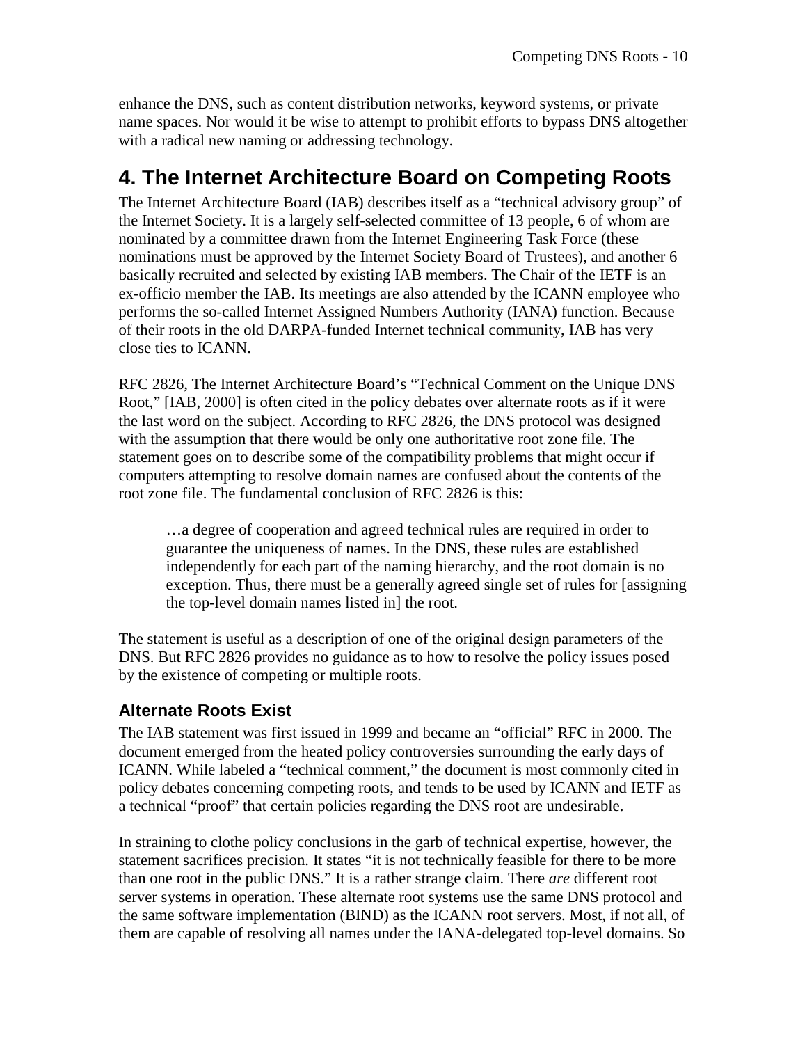enhance the DNS, such as content distribution networks, keyword systems, or private name spaces. Nor would it be wise to attempt to prohibit efforts to bypass DNS altogether with a radical new naming or addressing technology.

# 4. The Internet Architecture Board on Competing Roots

The Internet Architecture Board (IAB) describes itself as a "technical advisory group" of the Internet Society. It is a largely self-selected committee of 13 people, 6 of whom are nominated by a committee drawn from the Internet Engineering Task Force (these nominations must be approved by the Internet Society Board of Trustees), and another 6 basically recruited and selected by existing IAB members. The Chair of the IETF is an ex-officio member the IAB. Its meetings are also attended by the ICANN employee who performs the so-called Internet Assigned Numbers Authority (IANA) function. Because of their roots in the old DARPA-funded Internet technical community, IAB has very close ties to ICANN.

RFC 2826, The Internet Architecture Board's "Technical Comment on the Unique DNS Root," [IAB, 2000] is often cited in the policy debates over alternate roots as if it were the last word on the subject. According to RFC 2826, the DNS protocol was designed with the assumption that there would be only one authoritative root zone file. The statement goes on to describe some of the compatibility problems that might occur if computers attempting to resolve domain names are confused about the contents of the root zone file. The fundamental conclusion of RFC 2826 is this:

> …a degree of cooperation and agreed technical rules are required in order to guarantee the uniqueness of names. In the DNS, these rules are established independently for each part of the naming hierarchy, and the root domain is no exception. Thus, there must be a generally agreed single set of rules for [assigning the top-level domain names listed in] the root.

The statement is useful as a description of one of the original design parameters of the DNS. But RFC 2826 provides no guidance as to how to resolve the policy issues posed by the existence of competing or multiple roots.

## Alternate Roots Exist

The IAB statement was first issued in 1999 and became an "official" RFC in 2000. The document emerged from the heated policy controversies surrounding the early days of ICANN. While labeled a "technical comment," the document is most commonly cited in policy debates concerning competing roots, and tends to be used by ICANN and IETF as a technical "proof" that certain policies regarding the DNS root are undesirable.

In straining to clothe policy conclusions in the garb of technical expertise, however, the statement sacrifices precision. It states "it is not technically feasible for there to be more than one root in the public DNS." It is a rather strange claim. There *are* different root server systems in operation. These alternate root systems use the same DNS protocol and the same software implementation (BIND) as the ICANN root servers. Most, if not all, of them are capable of resolving all names under the IANA-delegated top-level domains. So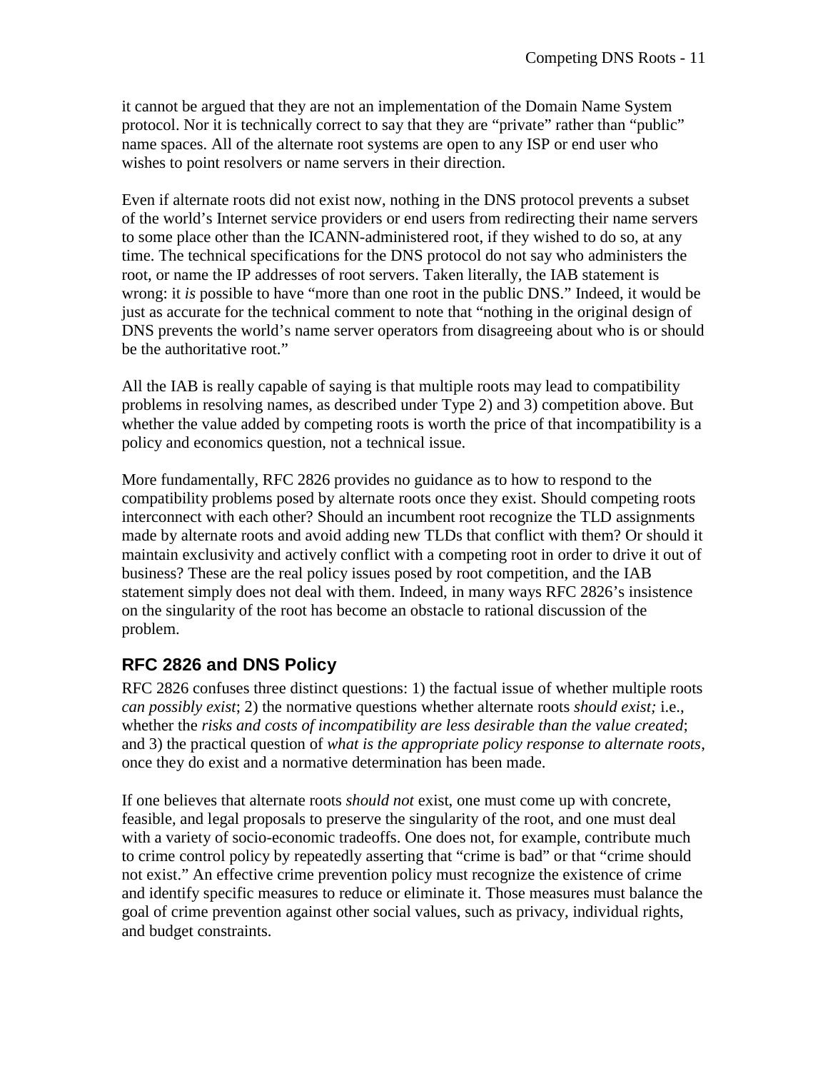it cannot be argued that they are not an implementation of the Domain Name System protocol. Nor it is technically correct to say that they are "private" rather than "public" name spaces. All of the alternate root systems are open to any ISP or end user who wishes to point resolvers or name servers in their direction.

Even if alternate roots did not exist now, nothing in the DNS protocol prevents a subset of the world's Internet service providers or end users from redirecting their name servers to some place other than the ICANN-administered root, if they wished to do so, at any time. The technical specifications for the DNS protocol do not say who administers the root, or name the IP addresses of root servers. Taken literally, the IAB statement is wrong: it *is* possible to have "more than one root in the public DNS." Indeed, it would be just as accurate for the technical comment to note that "nothing in the original design of DNS prevents the world's name server operators from disagreeing about who is or should be the authoritative root."

All the IAB is really capable of saying is that multiple roots may lead to compatibility problems in resolving names, as described under Type 2) and 3) competition above. But whether the value added by competing roots is worth the price of that incompatibility is a policy and economics question, not a technical issue.

More fundamentally, RFC 2826 provides no guidance as to how to respond to the compatibility problems posed by alternate roots once they exist. Should competing roots interconnect with each other? Should an incumbent root recognize the TLD assignments made by alternate roots and avoid adding new TLDs that conflict with them? Or should it maintain exclusivity and actively conflict with a competing root in order to drive it out of business? These are the real policy issues posed by root competition, and the IAB statement simply does not deal with them. Indeed, in many ways RFC 2826's insistence on the singularity of the root has become an obstacle to rational discussion of the problem.

## RFC 2826 and DNS Policy

RFC 2826 confuses three distinct questions: 1) the factual issue of whether multiple roots *can possibly exist*; 2) the normative questions whether alternate roots *should exist;* i.e., whether the *risks and costs of incompatibility are less desirable than the value created*; and 3) the practical question of *what is the appropriate policy response to alternate roots*, once they do exist and a normative determination has been made.

If one believes that alternate roots *should not* exist, one must come up with concrete, feasible, and legal proposals to preserve the singularity of the root, and one must deal with a variety of socio-economic tradeoffs. One does not, for example, contribute much to crime control policy by repeatedly asserting that "crime is bad" or that "crime should not exist." An effective crime prevention policy must recognize the existence of crime and identify specific measures to reduce or eliminate it. Those measures must balance the goal of crime prevention against other social values, such as privacy, individual rights, and budget constraints.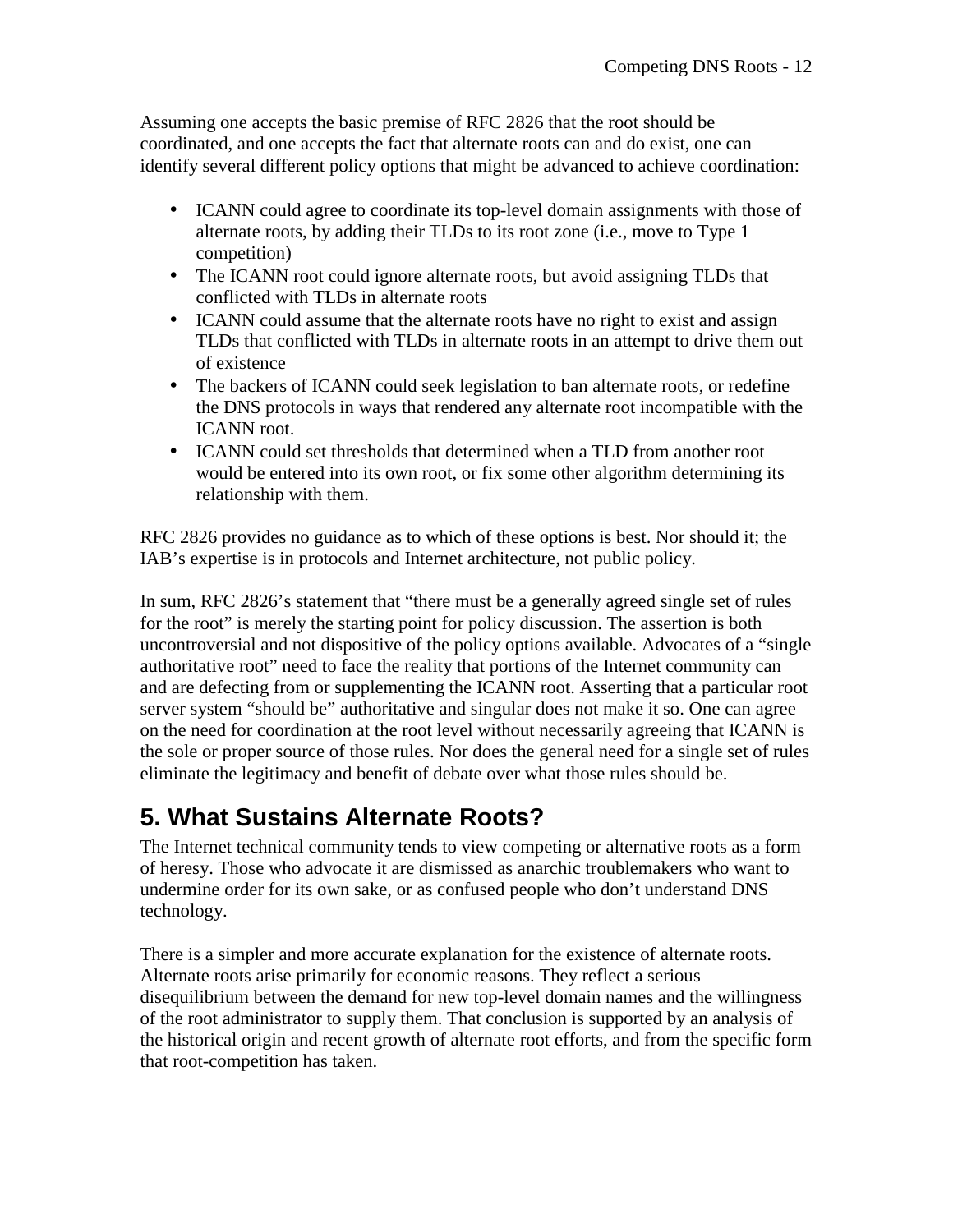Assuming one accepts the basic premise of RFC 2826 that the root should be coordinated, and one accepts the fact that alternate roots can and do exist, one can identify several different policy options that might be advanced to achieve coordination:

- ICANN could agree to coordinate its top-level domain assignments with those of alternate roots, by adding their TLDs to its root zone (i.e., move to Type 1 competition)
- The ICANN root could ignore alternate roots, but avoid assigning TLDs that conflicted with TLDs in alternate roots
- ICANN could assume that the alternate roots have no right to exist and assign TLDs that conflicted with TLDs in alternate roots in an attempt to drive them out of existence
- The backers of ICANN could seek legislation to ban alternate roots, or redefine the DNS protocols in ways that rendered any alternate root incompatible with the ICANN root.
- ICANN could set thresholds that determined when a TLD from another root would be entered into its own root, or fix some other algorithm determining its relationship with them.

RFC 2826 provides no guidance as to which of these options is best. Nor should it; the IAB's expertise is in protocols and Internet architecture, not public policy.

In sum, RFC 2826's statement that "there must be a generally agreed single set of rules for the root" is merely the starting point for policy discussion. The assertion is both uncontroversial and not dispositive of the policy options available. Advocates of a "single authoritative root" need to face the reality that portions of the Internet community can and are defecting from or supplementing the ICANN root. Asserting that a particular root server system "should be" authoritative and singular does not make it so. One can agree on the need for coordination at the root level without necessarily agreeing that ICANN is the sole or proper source of those rules. Nor does the general need for a single set of rules eliminate the legitimacy and benefit of debate over what those rules should be.

## 5. What Sustains Alternate Roots?

The Internet technical community tends to view competing or alternative roots as a form of heresy. Those who advocate it are dismissed as anarchic troublemakers who want to undermine order for its own sake, or as confused people who don't understand DNS technology.

There is a simpler and more accurate explanation for the existence of alternate roots. Alternate roots arise primarily for economic reasons. They reflect a serious disequilibrium between the demand for new top-level domain names and the willingness of the root administrator to supply them. That conclusion is supported by an analysis of the historical origin and recent growth of alternate root efforts, and from the specific form that root-competition has taken.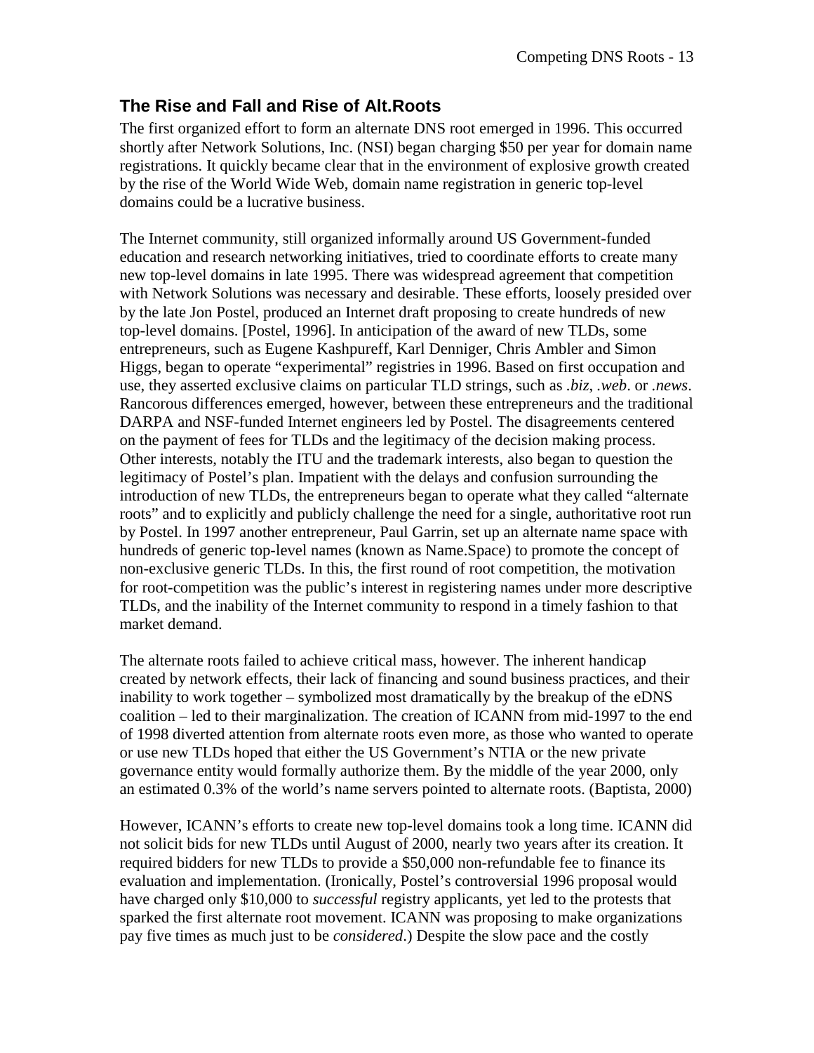## The Rise and Fall and Rise of Alt.Roots

The first organized effort to form an alternate DNS root emerged in 1996. This occurred shortly after Network Solutions, Inc. (NSI) began charging $50 per year for domain name registrations. It quickly became clear that in the environment of explosive growth created by the rise of the World Wide Web, domain name registration in generic top-level domains could be a lucrative business.

The Internet community, still organized informally around US Government-funded education and research networking initiatives, tried to coordinate efforts to create many new top-level domains in late 1995. There was widespread agreement that competition with Network Solutions was necessary and desirable. These efforts, loosely presided over by the late Jon Postel, produced an Internet draft proposing to create hundreds of new top-level domains. [Postel, 1996]. In anticipation of the award of new TLDs, some entrepreneurs, such as Eugene Kashpureff, Karl Denniger, Chris Ambler and Simon Higgs, began to operate "experimental" registries in 1996. Based on first occupation and use, they asserted exclusive claims on particular TLD strings, such as *.biz*, *.web*. or *.news*. Rancorous differences emerged, however, between these entrepreneurs and the traditional DARPA and NSF-funded Internet engineers led by Postel. The disagreements centered on the payment of fees for TLDs and the legitimacy of the decision making process. Other interests, notably the ITU and the trademark interests, also began to question the legitimacy of Postel's plan. Impatient with the delays and confusion surrounding the introduction of new TLDs, the entrepreneurs began to operate what they called "alternate roots" and to explicitly and publicly challenge the need for a single, authoritative root run by Postel. In 1997 another entrepreneur, Paul Garrin, set up an alternate name space with hundreds of generic top-level names (known as Name.Space) to promote the concept of non-exclusive generic TLDs. In this, the first round of root competition, the motivation for root-competition was the public's interest in registering names under more descriptive TLDs, and the inability of the Internet community to respond in a timely fashion to that market demand.

The alternate roots failed to achieve critical mass, however. The inherent handicap created by network effects, their lack of financing and sound business practices, and their inability to work together – symbolized most dramatically by the breakup of the eDNS coalition – led to their marginalization. The creation of ICANN from mid-1997 to the end of 1998 diverted attention from alternate roots even more, as those who wanted to operate or use new TLDs hoped that either the US Government's NTIA or the new private governance entity would formally authorize them. By the middle of the year 2000, only an estimated 0.3% of the world's name servers pointed to alternate roots. (Baptista, 2000)

However, ICANN's efforts to create new top-level domains took a long time. ICANN did not solicit bids for new TLDs until August of 2000, nearly two years after its creation. It required bidders for new TLDs to provide a $50,000 non-refundable fee to finance its evaluation and implementation. (Ironically, Postel's controversial 1996 proposal would have charged only $10,000 to *successful* registry applicants, yet led to the protests that sparked the first alternate root movement. ICANN was proposing to make organizations pay five times as much just to be *considered*.) Despite the slow pace and the costly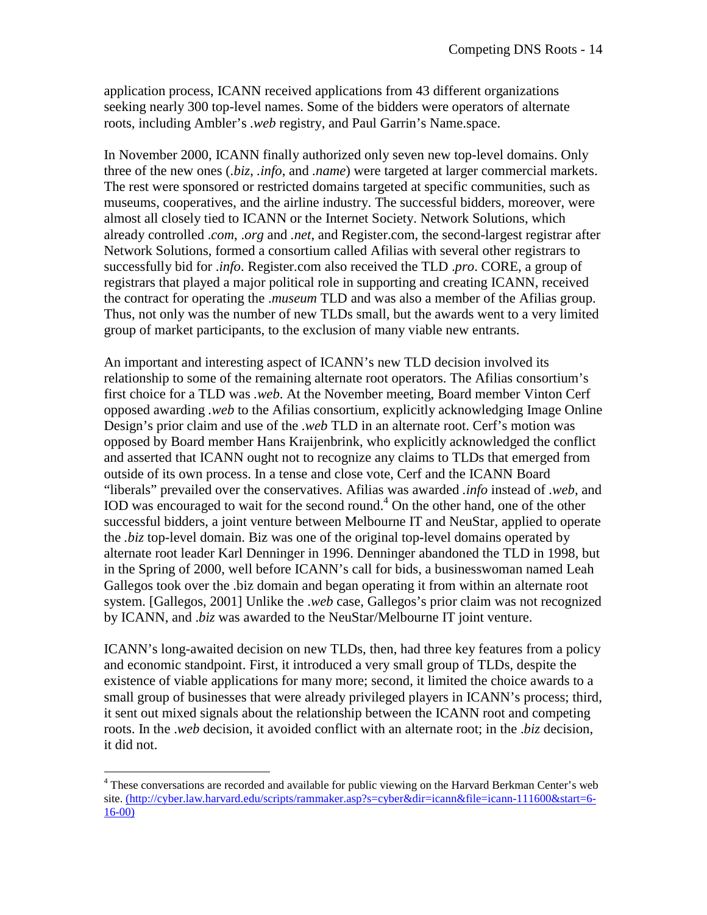application process, ICANN received applications from 43 different organizations seeking nearly 300 top-level names. Some of the bidders were operators of alternate roots, including Ambler's *.web* registry, and Paul Garrin's Name.space.

In November 2000, ICANN finally authorized only seven new top-level domains. Only three of the new ones (*.biz*, *.info*, and *.name*) were targeted at larger commercial markets. The rest were sponsored or restricted domains targeted at specific communities, such as museums, cooperatives, and the airline industry. The successful bidders, moreover, were almost all closely tied to ICANN or the Internet Society. Network Solutions, which already controlled *.com*, *.org* and *.net*, and Register.com, the second-largest registrar after Network Solutions, formed a consortium called Afilias with several other registrars to successfully bid for *.info*. Register.com also received the TLD *.pro*. CORE, a group of registrars that played a major political role in supporting and creating ICANN, received the contract for operating the *.museum* TLD and was also a member of the Afilias group. Thus, not only was the number of new TLDs small, but the awards went to a very limited group of market participants, to the exclusion of many viable new entrants.

An important and interesting aspect of ICANN's new TLD decision involved its relationship to some of the remaining alternate root operators. The Afilias consortium's first choice for a TLD was *.web*. At the November meeting, Board member Vinton Cerf opposed awarding *.web* to the Afilias consortium, explicitly acknowledging Image Online Design's prior claim and use of the *.web* TLD in an alternate root. Cerf's motion was opposed by Board member Hans Kraijenbrink, who explicitly acknowledged the conflict and asserted that ICANN ought not to recognize any claims to TLDs that emerged from outside of its own process. In a tense and close vote, Cerf and the ICANN Board "liberals" prevailed over the conservatives. Afilias was awarded *.info* instead of *.web*, and IOD was encouraged to wait for the second round.[4] On the other hand, one of the other successful bidders, a joint venture between Melbourne IT and NeuStar, applied to operate the *.biz* top-level domain. Biz was one of the original top-level domains operated by alternate root leader Karl Denninger in 1996. Denninger abandoned the TLD in 1998, but in the Spring of 2000, well before ICANN's call for bids, a businesswoman named Leah Gallegos took over the .biz domain and began operating it from within an alternate root system. [Gallegos, 2001] Unlike the *.web* case, Gallegos's prior claim was not recognized by ICANN, and *.biz* was awarded to the NeuStar/Melbourne IT joint venture.

ICANN's long-awaited decision on new TLDs, then, had three key features from a policy and economic standpoint. First, it introduced a very small group of TLDs, despite the existence of viable applications for many more; second, it limited the choice awards to a small group of businesses that were already privileged players in ICANN's process; third, it sent out mixed signals about the relationship between the ICANN root and competing roots. In the *.web* decision, it avoided conflict with an alternate root; in the *.biz* decision, it did not.

---

[4] These conversations are recorded and available for public viewing on the Harvard Berkman Center's web site. (http://cyber.law.harvard.edu/scripts/rammaker.asp?s=cyber&dir=icann&file=icann-111600&start=6-16-00)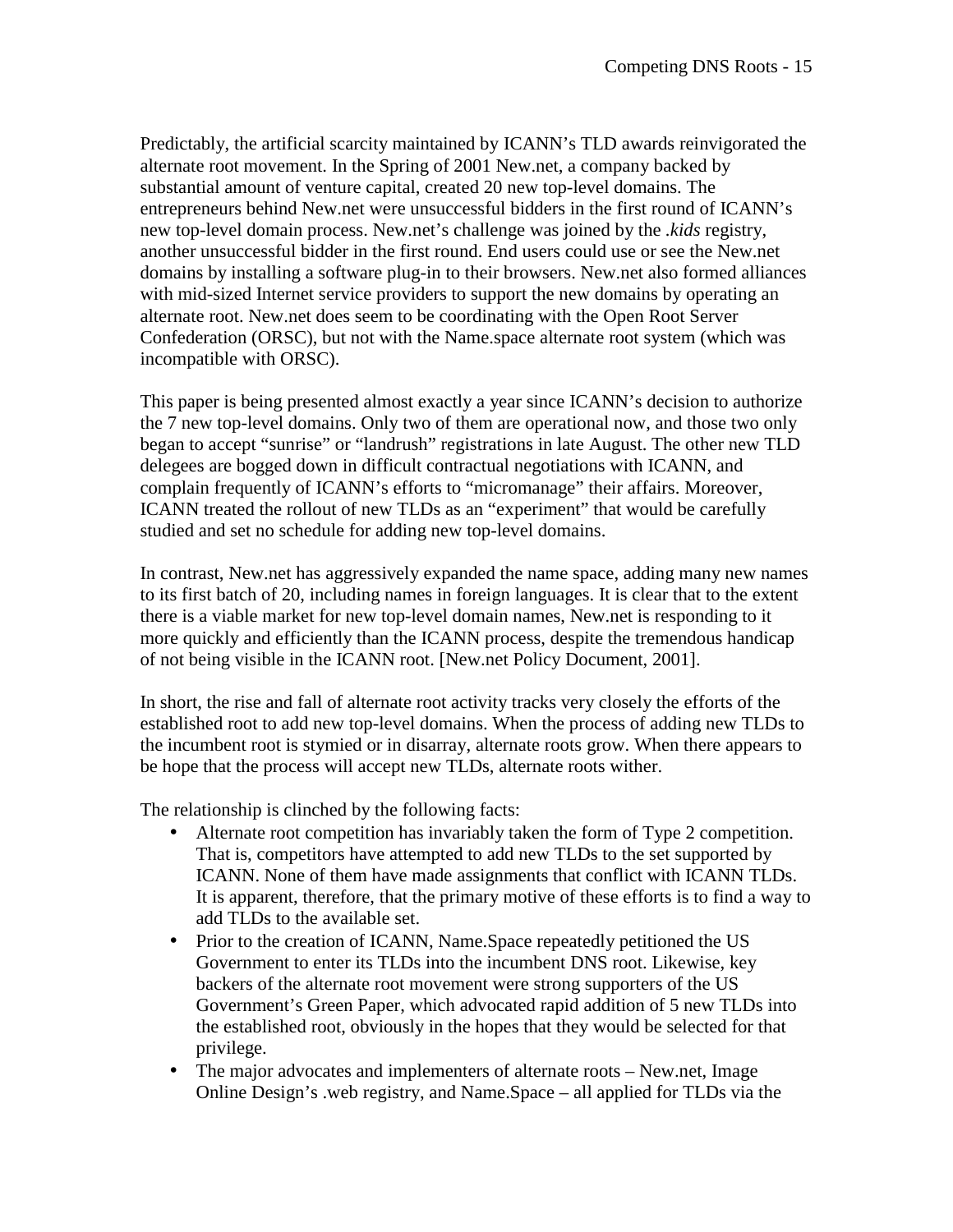Predictably, the artificial scarcity maintained by ICANN's TLD awards reinvigorated the alternate root movement. In the Spring of 2001 New.net, a company backed by substantial amount of venture capital, created 20 new top-level domains. The entrepreneurs behind New.net were unsuccessful bidders in the first round of ICANN's new top-level domain process. New.net's challenge was joined by the *.kids* registry, another unsuccessful bidder in the first round. End users could use or see the New.net domains by installing a software plug-in to their browsers. New.net also formed alliances with mid-sized Internet service providers to support the new domains by operating an alternate root. New.net does seem to be coordinating with the Open Root Server Confederation (ORSC), but not with the Name.space alternate root system (which was incompatible with ORSC).

This paper is being presented almost exactly a year since ICANN's decision to authorize the 7 new top-level domains. Only two of them are operational now, and those two only began to accept "sunrise" or "landrush" registrations in late August. The other new TLD delegees are bogged down in difficult contractual negotiations with ICANN, and complain frequently of ICANN's efforts to "micromanage" their affairs. Moreover, ICANN treated the rollout of new TLDs as an "experiment" that would be carefully studied and set no schedule for adding new top-level domains.

In contrast, New.net has aggressively expanded the name space, adding many new names to its first batch of 20, including names in foreign languages. It is clear that to the extent there is a viable market for new top-level domain names, New.net is responding to it more quickly and efficiently than the ICANN process, despite the tremendous handicap of not being visible in the ICANN root. [New.net Policy Document, 2001].

In short, the rise and fall of alternate root activity tracks very closely the efforts of the established root to add new top-level domains. When the process of adding new TLDs to the incumbent root is stymied or in disarray, alternate roots grow. When there appears to be hope that the process will accept new TLDs, alternate roots wither.

The relationship is clinched by the following facts:

- Alternate root competition has invariably taken the form of Type 2 competition. That is, competitors have attempted to add new TLDs to the set supported by ICANN. None of them have made assignments that conflict with ICANN TLDs. It is apparent, therefore, that the primary motive of these efforts is to find a way to add TLDs to the available set.
- Prior to the creation of ICANN, Name.Space repeatedly petitioned the US Government to enter its TLDs into the incumbent DNS root. Likewise, key backers of the alternate root movement were strong supporters of the US Government's Green Paper, which advocated rapid addition of 5 new TLDs into the established root, obviously in the hopes that they would be selected for that privilege.
- The major advocates and implementers of alternate roots – New.net, Image Online Design's .web registry, and Name.Space – all applied for TLDs via the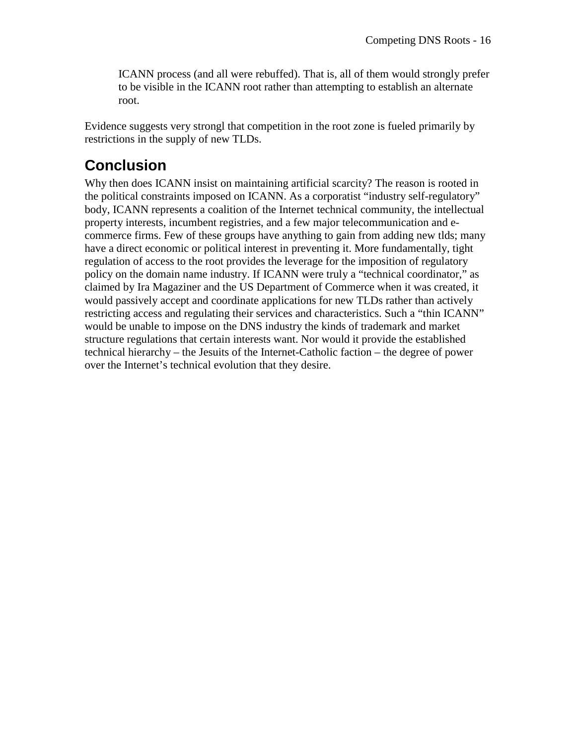> ICANN process (and all were rebuffed). That is, all of them would strongly prefer to be visible in the ICANN root rather than attempting to establish an alternate root.

Evidence suggests very strongl that competition in the root zone is fueled primarily by restrictions in the supply of new TLDs.

## Conclusion

Why then does ICANN insist on maintaining artificial scarcity? The reason is rooted in the political constraints imposed on ICANN. As a corporatist “industry self-regulatory” body, ICANN represents a coalition of the Internet technical community, the intellectual property interests, incumbent registries, and a few major telecommunication and e-commerce firms. Few of these groups have anything to gain from adding new tlds; many have a direct economic or political interest in preventing it. More fundamentally, tight regulation of access to the root provides the leverage for the imposition of regulatory policy on the domain name industry. If ICANN were truly a “technical coordinator,” as claimed by Ira Magaziner and the US Department of Commerce when it was created, it would passively accept and coordinate applications for new TLDs rather than actively restricting access and regulating their services and characteristics. Such a “thin ICANN” would be unable to impose on the DNS industry the kinds of trademark and market structure regulations that certain interests want. Nor would it provide the established technical hierarchy – the Jesuits of the Internet-Catholic faction – the degree of power over the Internet’s technical evolution that they desire.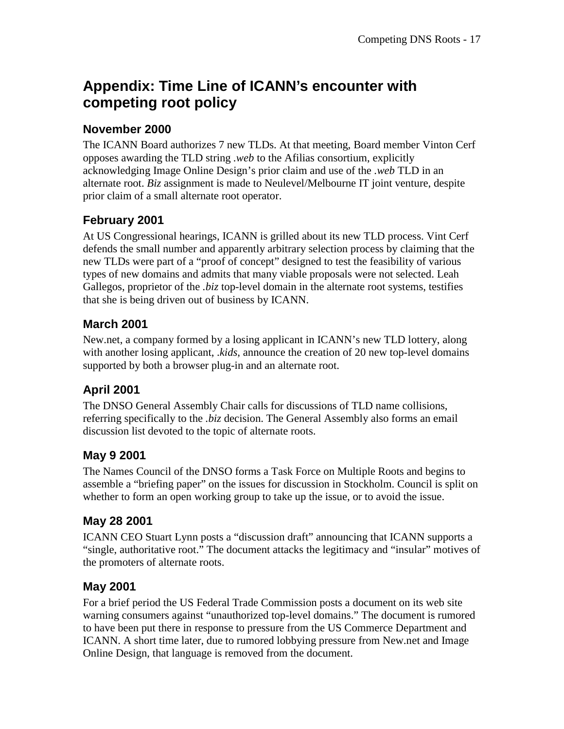## Appendix: Time Line of ICANN's encounter with competing root policy

### November 2000

The ICANN Board authorizes 7 new TLDs. At that meeting, Board member Vinton Cerf opposes awarding the TLD string *.web* to the Afilias consortium, explicitly acknowledging Image Online Design's prior claim and use of the *.web* TLD in an alternate root. *Biz* assignment is made to Neulevel/Melbourne IT joint venture, despite prior claim of a small alternate root operator.

### February 2001

At US Congressional hearings, ICANN is grilled about its new TLD process. Vint Cerf defends the small number and apparently arbitrary selection process by claiming that the new TLDs were part of a "proof of concept" designed to test the feasibility of various types of new domains and admits that many viable proposals were not selected. Leah Gallegos, proprietor of the *.biz* top-level domain in the alternate root systems, testifies that she is being driven out of business by ICANN.

### March 2001

New.net, a company formed by a losing applicant in ICANN's new TLD lottery, along with another losing applicant, *.kids*, announce the creation of 20 new top-level domains supported by both a browser plug-in and an alternate root.

### April 2001

The DNSO General Assembly Chair calls for discussions of TLD name collisions, referring specifically to the *.biz* decision. The General Assembly also forms an email discussion list devoted to the topic of alternate roots.

### May 9 2001

The Names Council of the DNSO forms a Task Force on Multiple Roots and begins to assemble a "briefing paper" on the issues for discussion in Stockholm. Council is split on whether to form an open working group to take up the issue, or to avoid the issue.

### May 28 2001

ICANN CEO Stuart Lynn posts a "discussion draft" announcing that ICANN supports a "single, authoritative root." The document attacks the legitimacy and "insular" motives of the promoters of alternate roots.

### May 2001

For a brief period the US Federal Trade Commission posts a document on its web site warning consumers against "unauthorized top-level domains." The document is rumored to have been put there in response to pressure from the US Commerce Department and ICANN. A short time later, due to rumored lobbying pressure from New.net and Image Online Design, that language is removed from the document.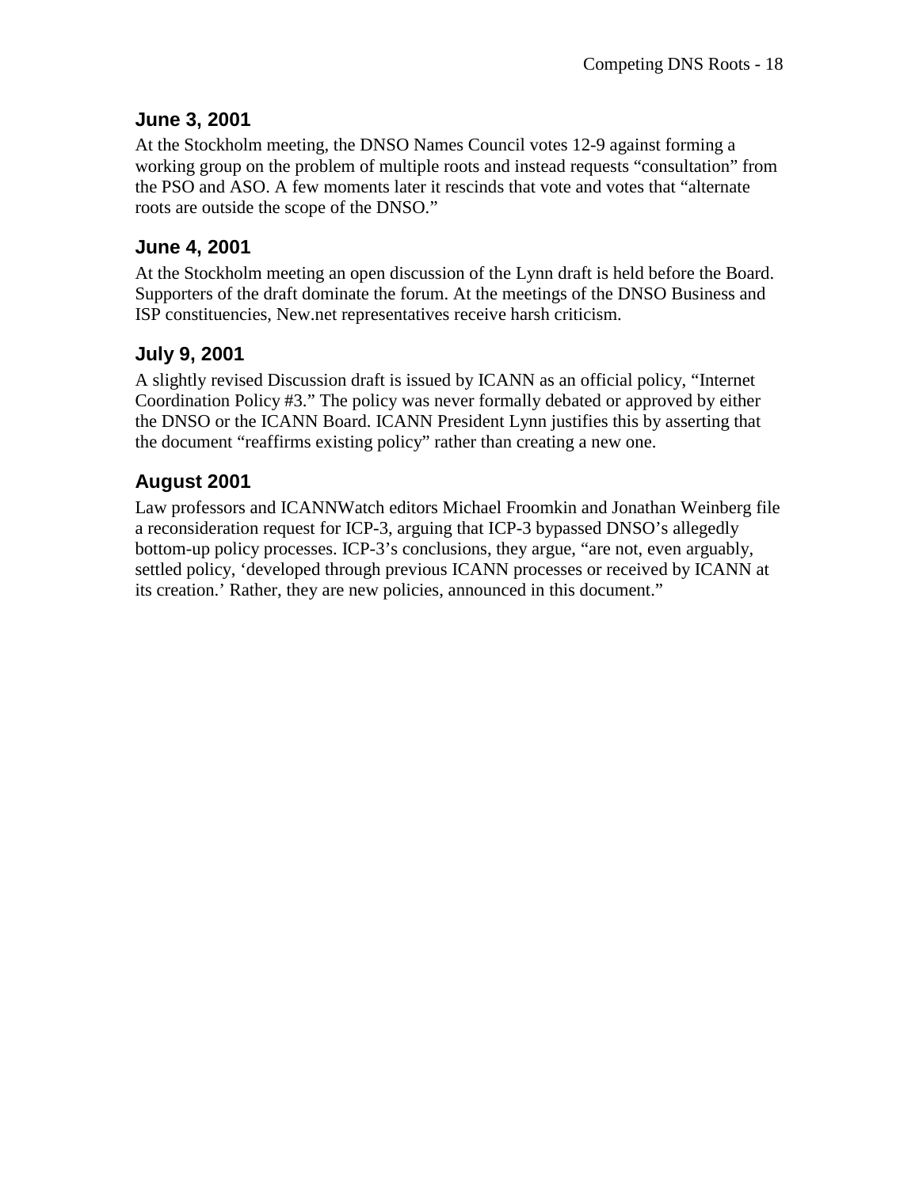### June 3, 2001

At the Stockholm meeting, the DNSO Names Council votes 12-9 against forming a working group on the problem of multiple roots and instead requests "consultation" from the PSO and ASO. A few moments later it rescinds that vote and votes that "alternate roots are outside the scope of the DNSO."

### June 4, 2001

At the Stockholm meeting an open discussion of the Lynn draft is held before the Board. Supporters of the draft dominate the forum. At the meetings of the DNSO Business and ISP constituencies, New.net representatives receive harsh criticism.

### July 9, 2001

A slightly revised Discussion draft is issued by ICANN as an official policy, "Internet Coordination Policy #3." The policy was never formally debated or approved by either the DNSO or the ICANN Board. ICANN President Lynn justifies this by asserting that the document "reaffirms existing policy" rather than creating a new one.

### August 2001

Law professors and ICANNWatch editors Michael Froomkin and Jonathan Weinberg file a reconsideration request for ICP-3, arguing that ICP-3 bypassed DNSO's allegedly bottom-up policy processes. ICP-3's conclusions, they argue, "are not, even arguably, settled policy, 'developed through previous ICANN processes or received by ICANN at its creation.' Rather, they are new policies, announced in this document."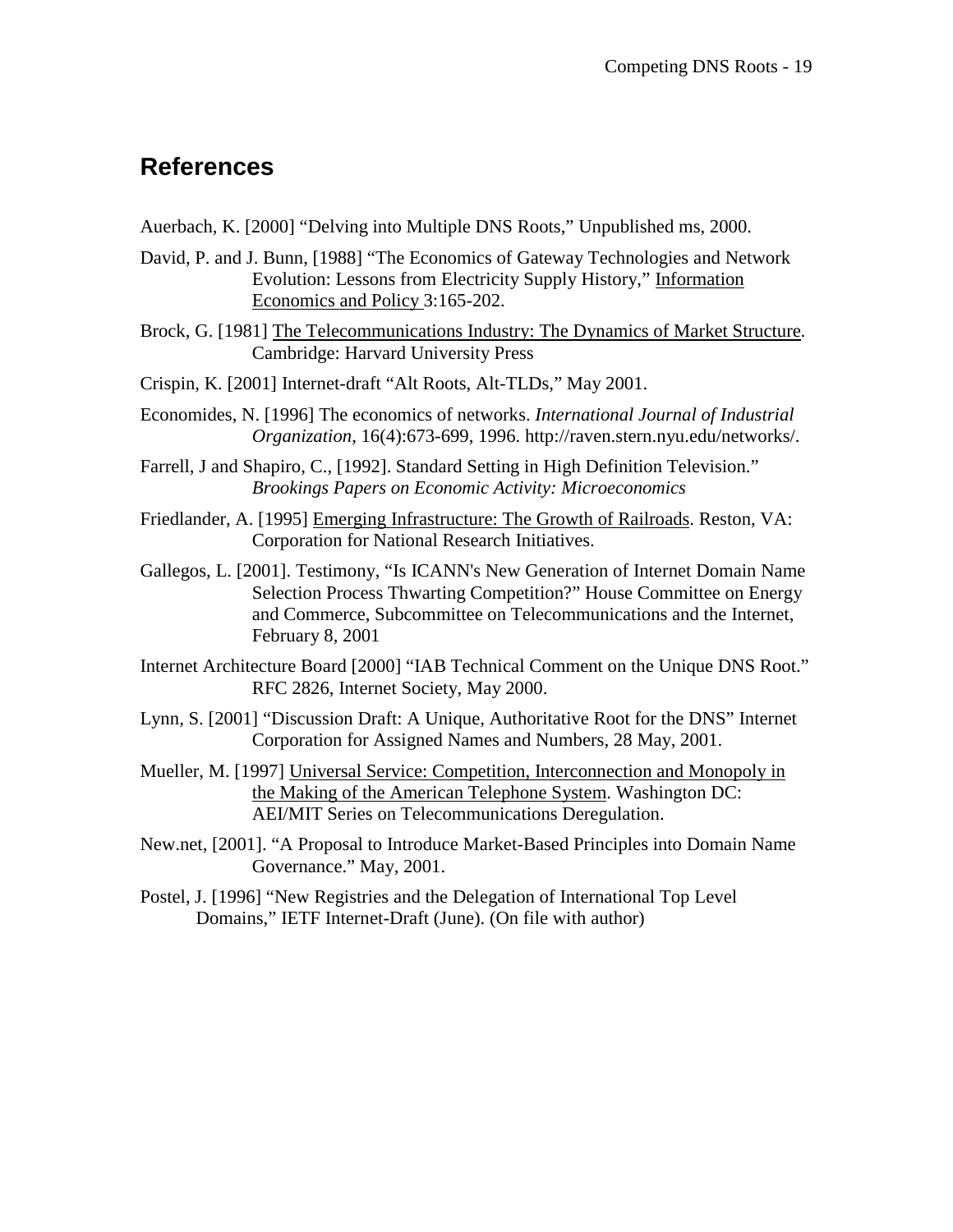## References

Auerbach, K. [2000] "Delving into Multiple DNS Roots," Unpublished ms, 2000.

David, P. and J. Bunn, [1988] "The Economics of Gateway Technologies and Network Evolution: Lessons from Electricity Supply History," Information Economics and Policy 3:165-202.

Brock, G. [1981] The Telecommunications Industry: The Dynamics of Market Structure. Cambridge: Harvard University Press

Crispin, K. [2001] Internet-draft "Alt Roots, Alt-TLDs," May 2001.

Economides, N. [1996] The economics of networks. *International Journal of Industrial Organization*, 16(4):673-699, 1996. http://raven.stern.nyu.edu/networks/.

Farrell, J and Shapiro, C., [1992]. Standard Setting in High Definition Television." *Brookings Papers on Economic Activity: Microeconomics*

Friedlander, A. [1995] Emerging Infrastructure: The Growth of Railroads. Reston, VA: Corporation for National Research Initiatives.

Gallegos, L. [2001]. Testimony, "Is ICANN's New Generation of Internet Domain Name Selection Process Thwarting Competition?" House Committee on Energy and Commerce, Subcommittee on Telecommunications and the Internet, February 8, 2001

Internet Architecture Board [2000] "IAB Technical Comment on the Unique DNS Root." RFC 2826, Internet Society, May 2000.

Lynn, S. [2001] "Discussion Draft: A Unique, Authoritative Root for the DNS" Internet Corporation for Assigned Names and Numbers, 28 May, 2001.

Mueller, M. [1997] Universal Service: Competition, Interconnection and Monopoly in the Making of the American Telephone System. Washington DC: AEI/MIT Series on Telecommunications Deregulation.

New.net, [2001]. "A Proposal to Introduce Market-Based Principles into Domain Name Governance." May, 2001.

Postel, J. [1996] "New Registries and the Delegation of International Top Level Domains," IETF Internet-Draft (June). (On file with author)